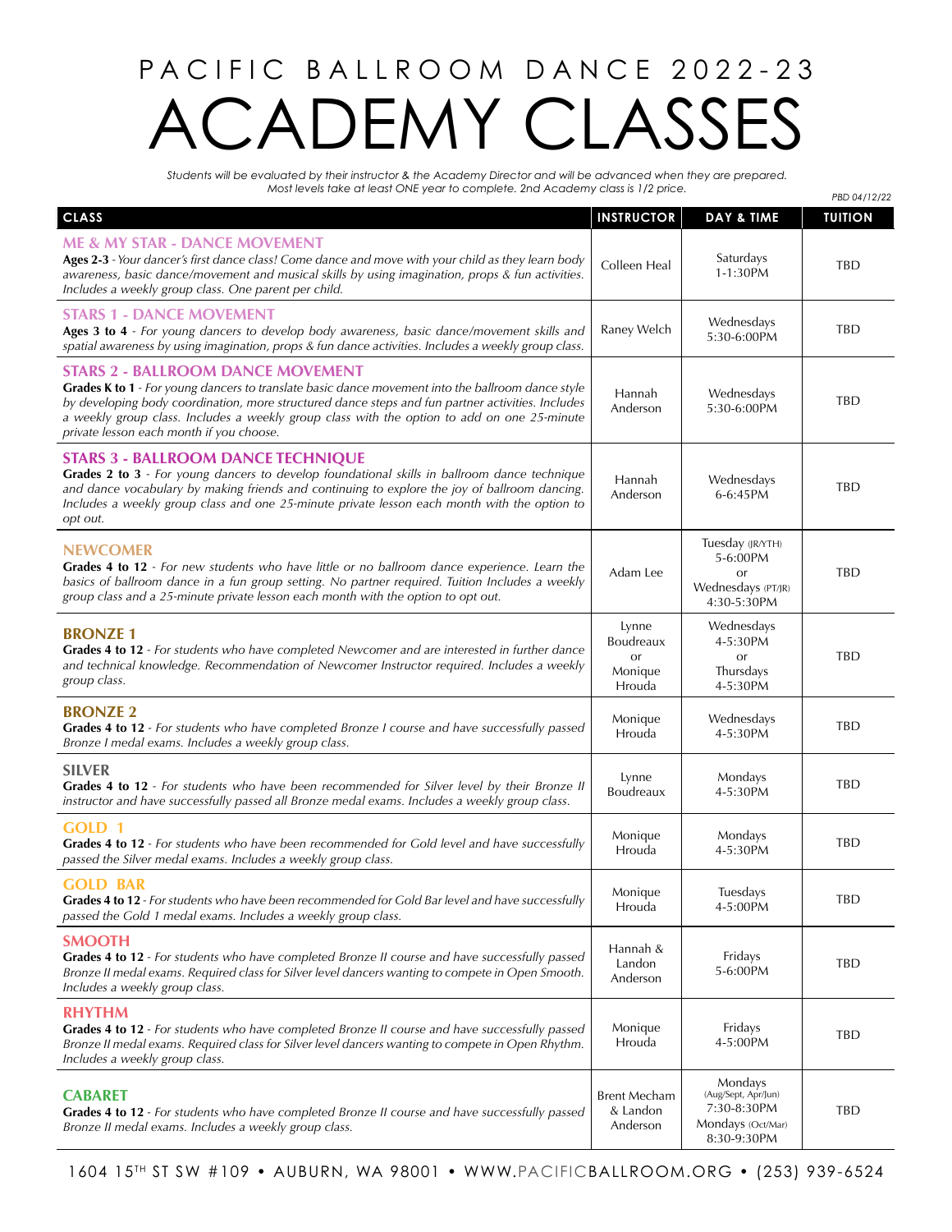# PACIFIC BALLROOM DANCE 2022-23

# ACADEMY CLASSES

*Students will be evaluated by their instructor & the Academy Director and will be advanced when they are prepared. Most levels take at least ONE year to complete. 2nd Academy class is 1/2 price.*

*PBD 04/12/22*

| CLASS | INSTRUCTOR | DAY & TIME | TUITION |
|---|---|---|---|
| **ME & MY STAR - DANCE MOVEMENT**<br>**Ages 2-3** - *Your dancer's first dance class! Come dance and move with your child as they learn body awareness, basic dance/movement and musical skills by using imagination, props & fun activities. Includes a weekly group class. One parent per child.* | Colleen Heal | Saturdays 1-1:30PM | TBD |
| **STARS 1 - DANCE MOVEMENT**<br>**Ages 3 to 4** - *For young dancers to develop body awareness, basic dance/movement skills and spatial awareness by using imagination, props & fun dance activities. Includes a weekly group class.* | Raney Welch | Wednesdays 5:30-6:00PM | TBD |
| **STARS 2 - BALLROOM DANCE MOVEMENT**<br>**Grades K to 1** - *For young dancers to translate basic dance movement into the ballroom dance style by developing body coordination, more structured dance steps and fun partner activities. Includes a weekly group class. Includes a weekly group class with the option to add on one 25-minute private lesson each month if you choose.* | Hannah Anderson | Wednesdays 5:30-6:00PM | TBD |
| **STARS 3 - BALLROOM DANCE TECHNIQUE**<br>**Grades 2 to 3** - *For young dancers to develop foundational skills in ballroom dance technique and dance vocabulary by making friends and continuing to explore the joy of ballroom dancing. Includes a weekly group class and one 25-minute private lesson each month with the option to opt out.* | Hannah Anderson | Wednesdays 6-6:45PM | TBD |
| **NEWCOMER**<br>**Grades 4 to 12** - *For new students who have little or no ballroom dance experience. Learn the basics of ballroom dance in a fun group setting. No partner required. Tuition Includes a weekly group class and a 25-minute private lesson each month with the option to opt out.* | Adam Lee | Tuesday (JR/YTH) 5-6:00PM or Wednesdays (PT/JR) 4:30-5:30PM | TBD |
| **BRONZE 1**<br>**Grades 4 to 12** - *For students who have completed Newcomer and are interested in further dance and technical knowledge. Recommendation of Newcomer Instructor required. Includes a weekly group class.* | Lynne Boudreaux or Monique Hrouda | Wednesdays 4-5:30PM or Thursdays 4-5:30PM | TBD |
| **BRONZE 2**<br>**Grades 4 to 12** - *For students who have completed Bronze I course and have successfully passed Bronze I medal exams. Includes a weekly group class.* | Monique Hrouda | Wednesdays 4-5:30PM | TBD |
| **SILVER**<br>**Grades 4 to 12** - *For students who have been recommended for Silver level by their Bronze II instructor and have successfully passed all Bronze medal exams. Includes a weekly group class.* | Lynne Boudreaux | Mondays 4-5:30PM | TBD |
| **GOLD 1**<br>**Grades 4 to 12** - *For students who have been recommended for Gold level and have successfully passed the Silver medal exams. Includes a weekly group class.* | Monique Hrouda | Mondays 4-5:30PM | TBD |
| **GOLD BAR**<br>**Grades 4 to 12** - *For students who have been recommended for Gold Bar level and have successfully passed the Gold 1 medal exams. Includes a weekly group class.* | Monique Hrouda | Tuesdays 4-5:00PM | TBD |
| **SMOOTH**<br>**Grades 4 to 12** - *For students who have completed Bronze II course and have successfully passed Bronze II medal exams. Required class for Silver level dancers wanting to compete in Open Smooth. Includes a weekly group class.* | Hannah & Landon Anderson | Fridays 5-6:00PM | TBD |
| **RHYTHM**<br>**Grades 4 to 12** - *For students who have completed Bronze II course and have successfully passed Bronze II medal exams. Required class for Silver level dancers wanting to compete in Open Rhythm. Includes a weekly group class.* | Monique Hrouda | Fridays 4-5:00PM | TBD |
| **CABARET**<br>**Grades 4 to 12** - *For students who have completed Bronze II course and have successfully passed Bronze II medal exams. Includes a weekly group class.* | Brent Mecham & Landon Anderson | Mondays (Aug/Sept, Apr/Jun) 7:30-8:30PM Mondays (Oct/Mar) 8:30-9:30PM | TBD |

1604 15TH ST SW #109 • AUBURN, WA 98001 • WWW.PACIFICBALLROOM.ORG • (253) 939-6524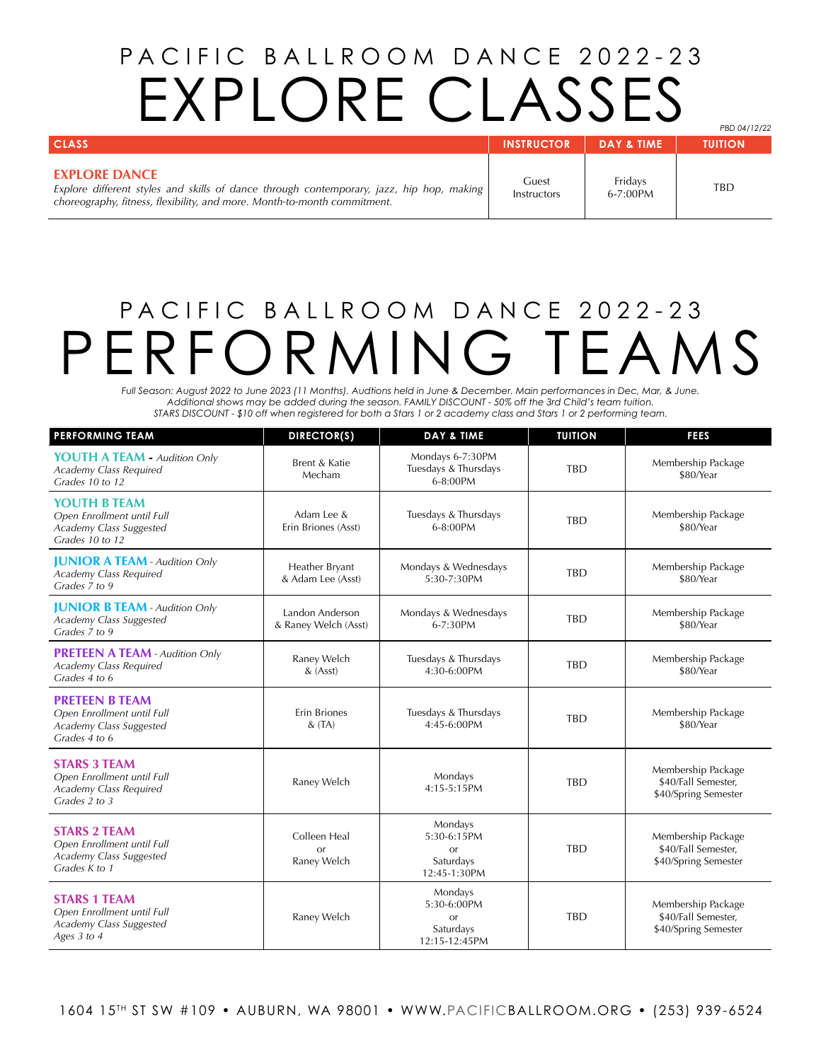# PACIFIC BALLROOM DANCE 2022-23
# EXPLORE CLASSES

*PBD 04/12/22*

| CLASS | INSTRUCTOR | DAY & TIME | TUITION |
|---|---|---|---|
| **EXPLORE DANCE**<br>*Explore different styles and skills of dance through contemporary, jazz, hip hop, making choreography, fitness, flexibility, and more. Month-to-month commitment.* | Guest Instructors | Fridays 6-7:00PM | TBD |

# PACIFIC BALLROOM DANCE 2022-23
# PERFORMING TEAMS

*Full Season: August 2022 to June 2023 (11 Months). Audtions held in June & December. Main performances in Dec, Mar, & June. Additional shows may be added during the season. FAMILY DISCOUNT - 50% off the 3rd Child's team tuition. STARS DISCOUNT - $10 off when registered for both a Stars 1 or 2 academy class and Stars 1 or 2 performing team.*

| PERFORMING TEAM | DIRECTOR(S) | DAY & TIME | TUITION | FEES |
|---|---|---|---|---|
| **YOUTH A TEAM** - *Audition Only*<br>*Academy Class Required*<br>*Grades 10 to 12* | Brent & Katie Mecham | Mondays 6-7:30PM<br>Tuesdays & Thursdays 6-8:00PM | TBD | Membership Package $80/Year |
| **YOUTH B TEAM**<br>*Open Enrollment until Full*<br>*Academy Class Suggested*<br>*Grades 10 to 12* | Adam Lee & Erin Briones (Asst) | Tuesdays & Thursdays 6-8:00PM | TBD | Membership Package $80/Year |
| **JUNIOR A TEAM** - *Audition Only*<br>*Academy Class Required*<br>*Grades 7 to 9* | Heather Bryant & Adam Lee (Asst) | Mondays & Wednesdays 5:30-7:30PM | TBD | Membership Package $80/Year |
| **JUNIOR B TEAM** - *Audition Only*<br>*Academy Class Suggested*<br>*Grades 7 to 9* | Landon Anderson & Raney Welch (Asst) | Mondays & Wednesdays 6-7:30PM | TBD | Membership Package $80/Year |
| **PRETEEN A TEAM** - *Audition Only*<br>*Academy Class Required*<br>*Grades 4 to 6* | Raney Welch & (Asst) | Tuesdays & Thursdays 4:30-6:00PM | TBD | Membership Package $80/Year |
| **PRETEEN B TEAM**<br>*Open Enrollment until Full*<br>*Academy Class Suggested*<br>*Grades 4 to 6* | Erin Briones & (TA) | Tuesdays & Thursdays 4:45-6:00PM | TBD | Membership Package $80/Year |
| **STARS 3 TEAM**<br>*Open Enrollment until Full*<br>*Academy Class Required*<br>*Grades 2 to 3* | Raney Welch | Mondays 4:15-5:15PM | TBD | Membership Package $40/Fall Semester, $40/Spring Semester |
| **STARS 2 TEAM**<br>*Open Enrollment until Full*<br>*Academy Class Suggested*<br>*Grades K to 1* | Colleen Heal or Raney Welch | Mondays 5:30-6:15PM or Saturdays 12:45-1:30PM | TBD | Membership Package $40/Fall Semester, $40/Spring Semester |
| **STARS 1 TEAM**<br>*Open Enrollment until Full*<br>*Academy Class Suggested*<br>*Ages 3 to 4* | Raney Welch | Mondays 5:30-6:00PM or Saturdays 12:15-12:45PM | TBD | Membership Package $40/Fall Semester, $40/Spring Semester |

1604 15TH ST SW #109 • AUBURN, WA 98001 • WWW.PACIFICBALLROOM.ORG • (253) 939-6524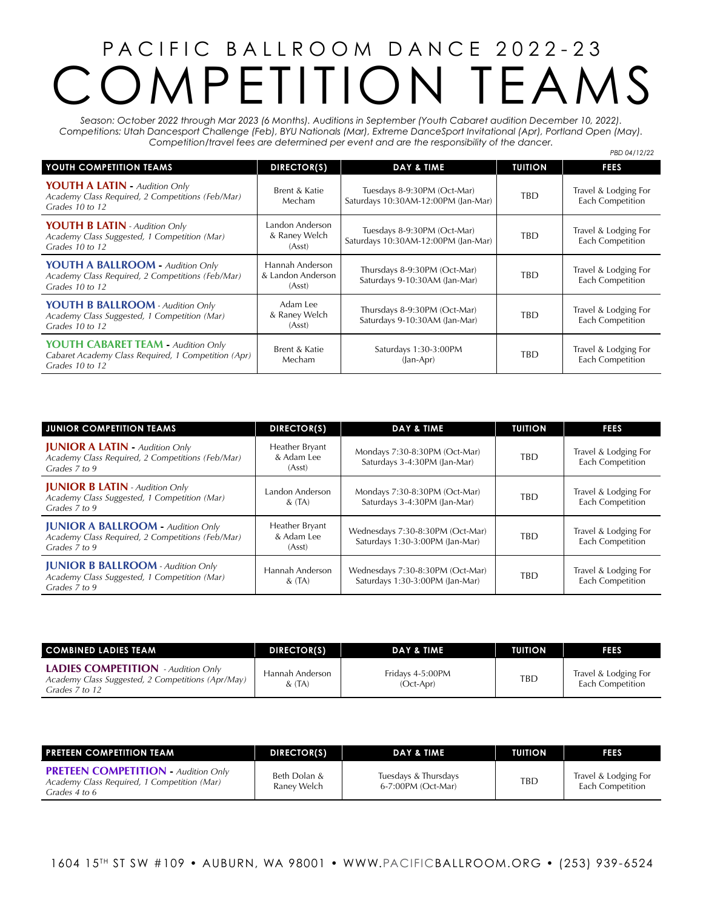# PACIFIC BALLROOM DANCE 2022-23
# COMPETITION TEAMS

*Season: October 2022 through Mar 2023 (6 Months). Auditions in September (Youth Cabaret audition December 10, 2022). Competitions: Utah Dancesport Challenge (Feb), BYU Nationals (Mar), Extreme DanceSport Invitational (Apr), Portland Open (May). Competition/travel fees are determined per event and are the responsibility of the dancer.*

*PBD 04/12/22*

| YOUTH COMPETITION TEAMS | DIRECTOR(S) | DAY & TIME | TUITION | FEES |
|---|---|---|---|---|
| **YOUTH A LATIN** - *Audition Only* *Academy Class Required, 2 Competitions (Feb/Mar)* *Grades 10 to 12* | Brent & Katie Mecham | Tuesdays 8-9:30PM (Oct-Mar) Saturdays 10:30AM-12:00PM (Jan-Mar) | TBD | Travel & Lodging For Each Competition |
| **YOUTH B LATIN** - *Audition Only* *Academy Class Suggested, 1 Competition (Mar)* *Grades 10 to 12* | Landon Anderson & Raney Welch (Asst) | Tuesdays 8-9:30PM (Oct-Mar) Saturdays 10:30AM-12:00PM (Jan-Mar) | TBD | Travel & Lodging For Each Competition |
| **YOUTH A BALLROOM** - *Audition Only* *Academy Class Required, 2 Competitions (Feb/Mar)* *Grades 10 to 12* | Hannah Anderson & Landon Anderson (Asst) | Thursdays 8-9:30PM (Oct-Mar) Saturdays 9-10:30AM (Jan-Mar) | TBD | Travel & Lodging For Each Competition |
| **YOUTH B BALLROOM** - *Audition Only* *Academy Class Suggested, 1 Competition (Mar)* *Grades 10 to 12* | Adam Lee & Raney Welch (Asst) | Thursdays 8-9:30PM (Oct-Mar) Saturdays 9-10:30AM (Jan-Mar) | TBD | Travel & Lodging For Each Competition |
| **YOUTH CABARET TEAM** - *Audition Only* *Cabaret Academy Class Required, 1 Competition (Apr)* *Grades 10 to 12* | Brent & Katie Mecham | Saturdays 1:30-3:00PM (Jan-Apr) | TBD | Travel & Lodging For Each Competition |

| JUNIOR COMPETITION TEAMS | DIRECTOR(S) | DAY & TIME | TUITION | FEES |
|---|---|---|---|---|
| **JUNIOR A LATIN** - *Audition Only* *Academy Class Required, 2 Competitions (Feb/Mar)* *Grades 7 to 9* | Heather Bryant & Adam Lee (Asst) | Mondays 7:30-8:30PM (Oct-Mar) Saturdays 3-4:30PM (Jan-Mar) | TBD | Travel & Lodging For Each Competition |
| **JUNIOR B LATIN** - *Audition Only* *Academy Class Suggested, 1 Competition (Mar)* *Grades 7 to 9* | Landon Anderson & (TA) | Mondays 7:30-8:30PM (Oct-Mar) Saturdays 3-4:30PM (Jan-Mar) | TBD | Travel & Lodging For Each Competition |
| **JUNIOR A BALLROOM** - *Audition Only* *Academy Class Required, 2 Competitions (Feb/Mar)* *Grades 7 to 9* | Heather Bryant & Adam Lee (Asst) | Wednesdays 7:30-8:30PM (Oct-Mar) Saturdays 1:30-3:00PM (Jan-Mar) | TBD | Travel & Lodging For Each Competition |
| **JUNIOR B BALLROOM** - *Audition Only* *Academy Class Suggested, 1 Competition (Mar)* *Grades 7 to 9* | Hannah Anderson & (TA) | Wednesdays 7:30-8:30PM (Oct-Mar) Saturdays 1:30-3:00PM (Jan-Mar) | TBD | Travel & Lodging For Each Competition |

| COMBINED LADIES TEAM | DIRECTOR(S) | DAY & TIME | TUITION | FEES |
|---|---|---|---|---|
| **LADIES COMPETITION** - *Audition Only* *Academy Class Suggested, 2 Competitions (Apr/May)* *Grades 7 to 12* | Hannah Anderson & (TA) | Fridays 4-5:00PM (Oct-Apr) | TBD | Travel & Lodging For Each Competition |

| PRETEEN COMPETITION TEAM | DIRECTOR(S) | DAY & TIME | TUITION | FEES |
|---|---|---|---|---|
| **PRETEEN COMPETITION** - *Audition Only* *Academy Class Required, 1 Competition (Mar)* *Grades 4 to 6* | Beth Dolan & Raney Welch | Tuesdays & Thursdays 6-7:00PM (Oct-Mar) | TBD | Travel & Lodging For Each Competition |

1604 15TH ST SW #109 • AUBURN, WA 98001 • WWW.PACIFICBALLROOM.ORG • (253) 939-6524